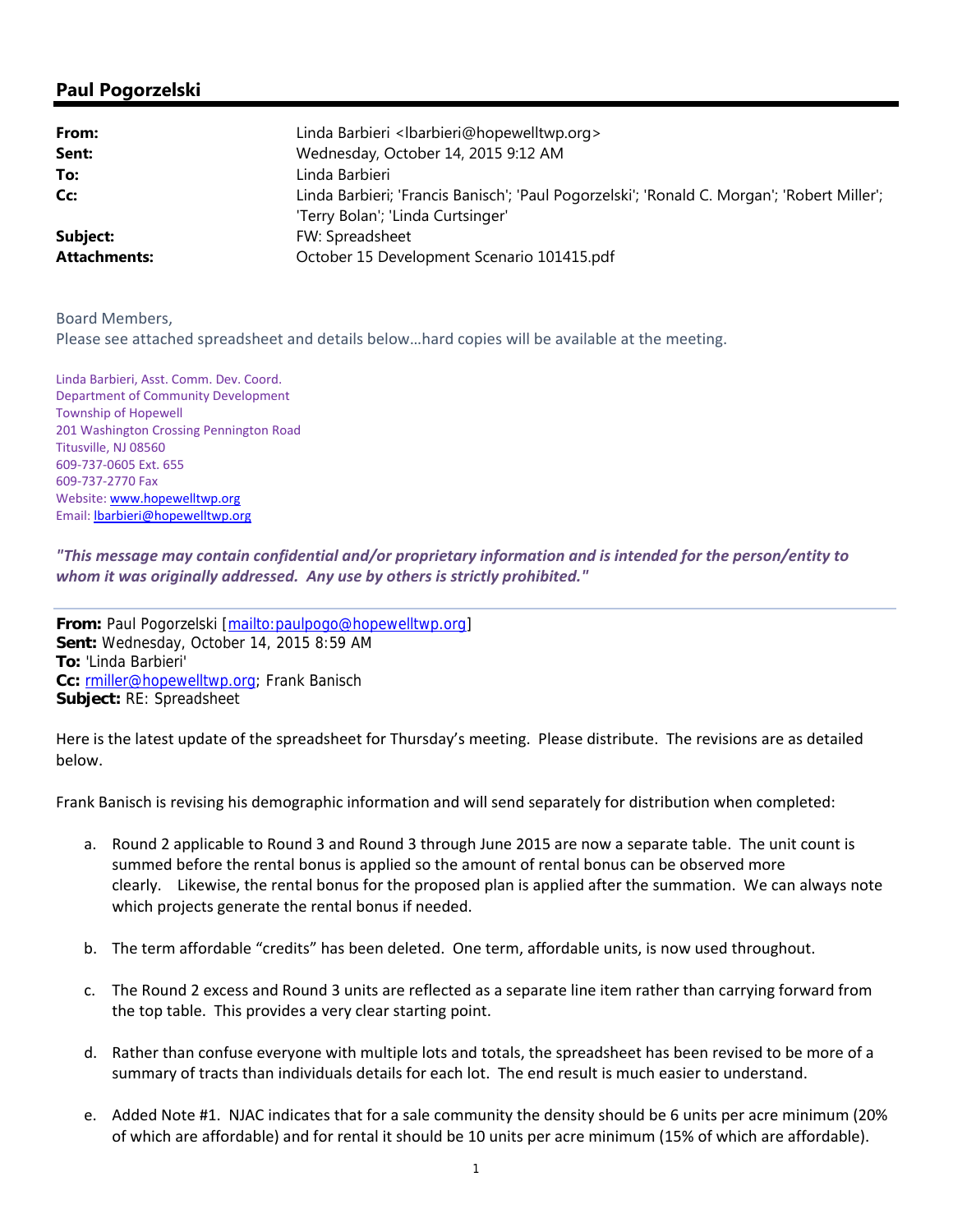## Paul Pogorzelski

| | |
|---|---|
| **From:** | Linda Barbieri <lbarbieri@hopewelltwp.org> |
| **Sent:** | Wednesday, October 14, 2015 9:12 AM |
| **To:** | Linda Barbieri |
| **Cc:** | Linda Barbieri; 'Francis Banisch'; 'Paul Pogorzelski'; 'Ronald C. Morgan'; 'Robert Miller'; 'Terry Bolan'; 'Linda Curtsinger' |
| **Subject:** | FW: Spreadsheet |
| **Attachments:** | October 15 Development Scenario 101415.pdf |

Board Members,
Please see attached spreadsheet and details below…hard copies will be available at the meeting.

Linda Barbieri, Asst. Comm. Dev. Coord.
Department of Community Development
Township of Hopewell
201 Washington Crossing Pennington Road
Titusville, NJ 08560
609-737-0605 Ext. 655
609-737-2770 Fax
Website: www.hopewelltwp.org
Email: lbarbieri@hopewelltwp.org

***"This message may contain confidential and/or proprietary information and is intended for the person/entity to whom it was originally addressed. Any use by others is strictly prohibited."***

---

**From:** Paul Pogorzelski [mailto:paulpogo@hopewelltwp.org]
**Sent:** Wednesday, October 14, 2015 8:59 AM
**To:** 'Linda Barbieri'
**Cc:** rmiller@hopewelltwp.org; Frank Banisch
**Subject:** RE: Spreadsheet

Here is the latest update of the spreadsheet for Thursday's meeting. Please distribute. The revisions are as detailed below.

Frank Banisch is revising his demographic information and will send separately for distribution when completed:

a. Round 2 applicable to Round 3 and Round 3 through June 2015 are now a separate table. The unit count is summed before the rental bonus is applied so the amount of rental bonus can be observed more clearly. Likewise, the rental bonus for the proposed plan is applied after the summation. We can always note which projects generate the rental bonus if needed.

b. The term affordable "credits" has been deleted. One term, affordable units, is now used throughout.

c. The Round 2 excess and Round 3 units are reflected as a separate line item rather than carrying forward from the top table. This provides a very clear starting point.

d. Rather than confuse everyone with multiple lots and totals, the spreadsheet has been revised to be more of a summary of tracts than individuals details for each lot. The end result is much easier to understand.

e. Added Note #1. NJAC indicates that for a sale community the density should be 6 units per acre minimum (20% of which are affordable) and for rental it should be 10 units per acre minimum (15% of which are affordable).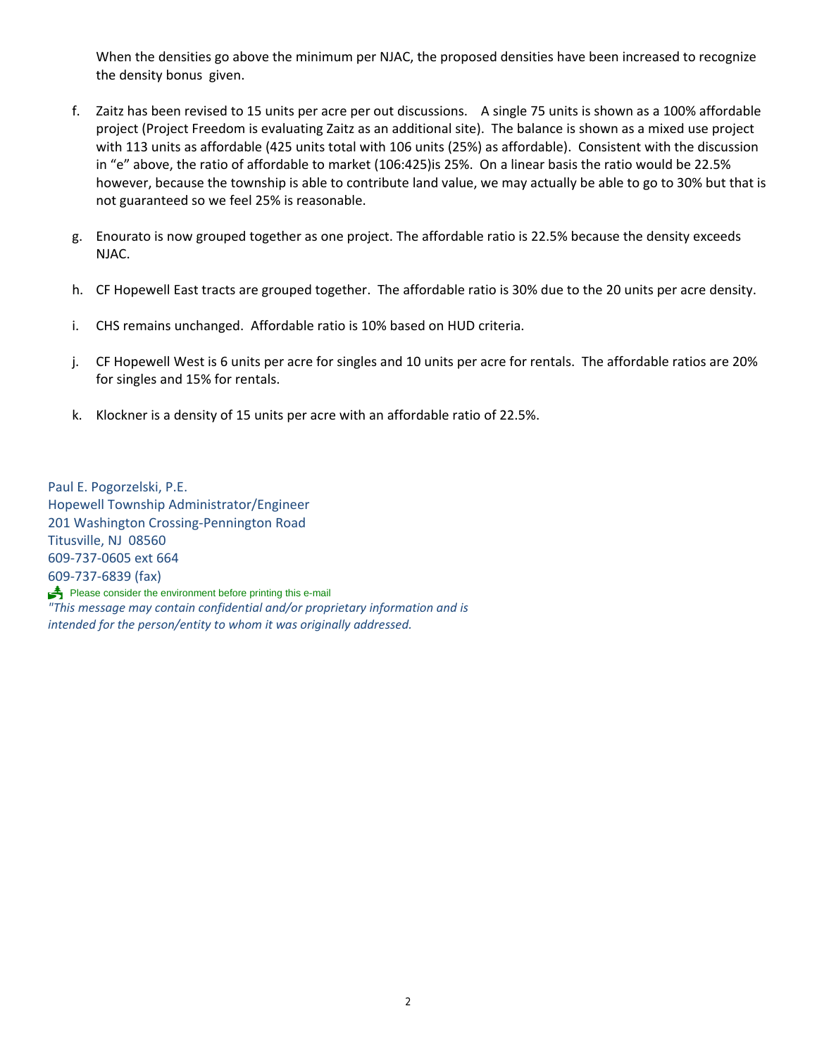When the densities go above the minimum per NJAC, the proposed densities have been increased to recognize the density bonus given.

f. Zaitz has been revised to 15 units per acre per out discussions. A single 75 units is shown as a 100% affordable project (Project Freedom is evaluating Zaitz as an additional site). The balance is shown as a mixed use project with 113 units as affordable (425 units total with 106 units (25%) as affordable). Consistent with the discussion in "e" above, the ratio of affordable to market (106:425)is 25%. On a linear basis the ratio would be 22.5% however, because the township is able to contribute land value, we may actually be able to go to 30% but that is not guaranteed so we feel 25% is reasonable.

g. Enourato is now grouped together as one project. The affordable ratio is 22.5% because the density exceeds NJAC.

h. CF Hopewell East tracts are grouped together. The affordable ratio is 30% due to the 20 units per acre density.

i. CHS remains unchanged. Affordable ratio is 10% based on HUD criteria.

j. CF Hopewell West is 6 units per acre for singles and 10 units per acre for rentals. The affordable ratios are 20% for singles and 15% for rentals.

k. Klockner is a density of 15 units per acre with an affordable ratio of 22.5%.

Paul E. Pogorzelski, P.E.
Hopewell Township Administrator/Engineer
201 Washington Crossing-Pennington Road
Titusville, NJ 08560
609-737-0605 ext 664
609-737-6839 (fax)
Please consider the environment before printing this e-mail
*"This message may contain confidential and/or proprietary information and is intended for the person/entity to whom it was originally addressed.*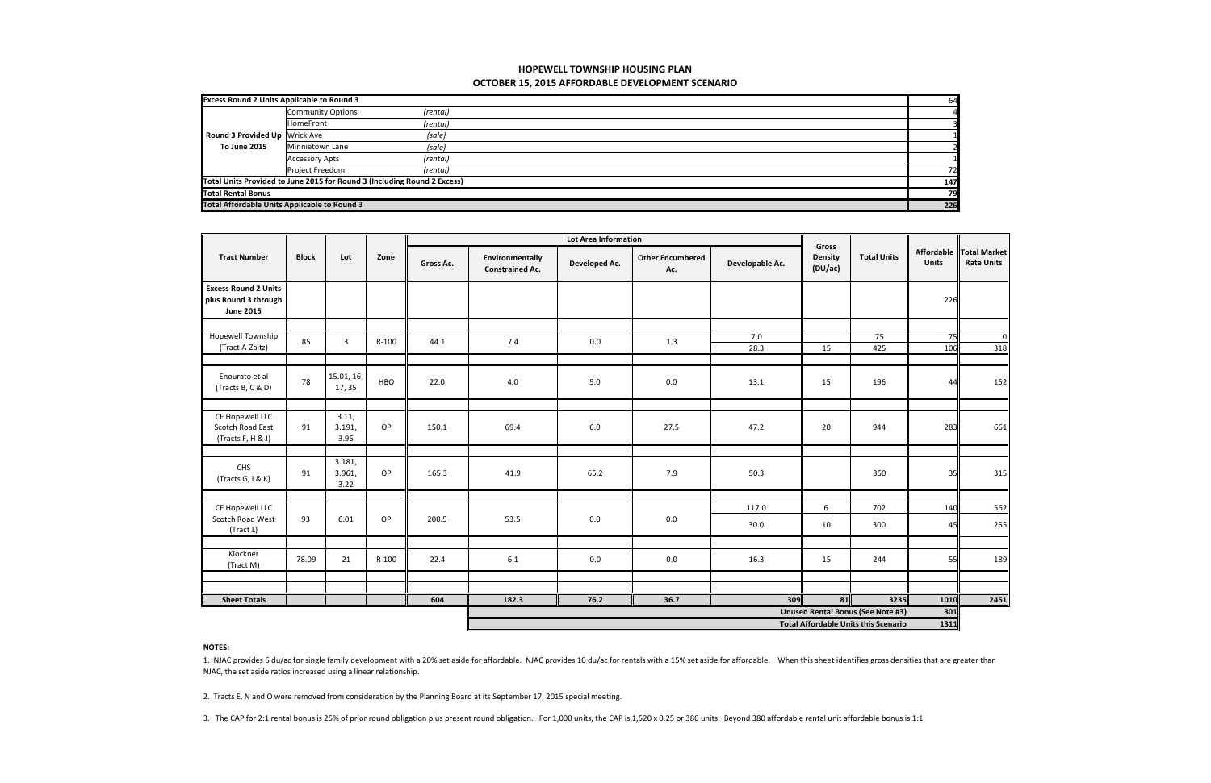# HOPEWELL TOWNSHIP HOUSING PLAN

## OCTOBER 15, 2015 AFFORDABLE DEVELOPMENT SCENARIO

| | | | |
|---|---|---|---|
| **Excess Round 2 Units Applicable to Round 3** | | | 64 |
| **Round 3 Provided Up To June 2015** | Community Options | *(rental)* | 4 |
| | HomeFront | *(rental)* | 3 |
| | Wrick Ave | *(sale)* | 1 |
| | Minnietown Lane | *(sale)* | 2 |
| | Accessory Apts | *(rental)* | 1 |
| | Project Freedom | *(rental)* | 72 |
| **Total Units Provided to June 2015 for Round 3 (Including Round 2 Excess)** | | | **147** |
| **Total Rental Bonus** | | | **79** |
| **Total Affordable Units Applicable to Round 3** | | | **226** |

| Tract Number | Block | Lot | Zone | Lot Area Information: Gross Ac. | Environmentally Constrained Ac. | Developed Ac. | Other Encumbered Ac. | Developable Ac. | Gross Density (DU/ac) | Total Units | Affordable Units | Total Market Rate Units |
|---|---|---|---|---|---|---|---|---|---|---|---|---|
| **Excess Round 2 Units plus Round 3 through June 2015** | | | | | | | | | | | 226 | |
| Hopewell Township (Tract A-Zaitz) | 85 | 3 | R-100 | 44.1 | 7.4 | 0.0 | 1.3 | 7.0 | | 75 | 75 | 0 |
| | | | | | | | | 28.3 | 15 | 425 | 106 | 318 |
| Enourato et al (Tracts B, C & D) | 78 | 15.01, 16, 17, 35 | HBO | 22.0 | 4.0 | 5.0 | 0.0 | 13.1 | 15 | 196 | 44 | 152 |
| CF Hopewell LLC Scotch Road East (Tracts F, H & J) | 91 | 3.11, 3.191, 3.95 | OP | 150.1 | 69.4 | 6.0 | 27.5 | 47.2 | 20 | 944 | 283 | 661 |
| CHS (Tracts G, I & K) | 91 | 3.181, 3.961, 3.22 | OP | 165.3 | 41.9 | 65.2 | 7.9 | 50.3 | | 350 | 35 | 315 |
| CF Hopewell LLC Scotch Road West (Tract L) | 93 | 6.01 | OP | 200.5 | 53.5 | 0.0 | 0.0 | 117.0 | 6 | 702 | 140 | 562 |
| | | | | | | | | 30.0 | 10 | 300 | 45 | 255 |
| Klockner (Tract M) | 78.09 | 21 | R-100 | 22.4 | 6.1 | 0.0 | 0.0 | 16.3 | 15 | 244 | 55 | 189 |
| **Sheet Totals** | | | | **604** | **182.3** | **76.2** | **36.7** | **309** | **81** | **3235** | **1010** | **2451** |
| | | | | | | | | | | **Unused Rental Bonus (See Note #3)** | **301** | |
| | | | | | | | | | | **Total Affordable Units this Scenario** | **1311** | |

**NOTES:**

1. NJAC provides 6 du/ac for single family development with a 20% set aside for affordable. NJAC provides 10 du/ac for rentals with a 15% set aside for affordable. When this sheet identifies gross densities that are greater than NJAC, the set aside ratios increased using a linear relationship.

2. Tracts E, N and O were removed from consideration by the Planning Board at its September 17, 2015 special meeting.

3. The CAP for 2:1 rental bonus is 25% of prior round obligation plus present round obligation. For 1,000 units, the CAP is 1,520 x 0.25 or 380 units. Beyond 380 affordable rental unit affordable bonus is 1:1